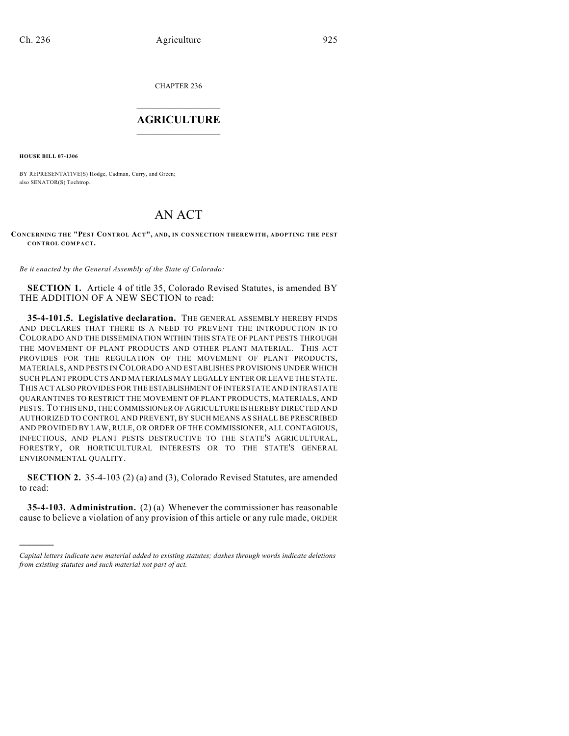CHAPTER 236

# AGRICULTURE

**HOUSE BILL 07-1306**

BY REPRESENTATIVE(S) Hodge, Cadman, Curry, and Green;
also SENATOR(S) Tochtrop.

# AN ACT

**CONCERNING THE "PEST CONTROL ACT", AND, IN CONNECTION THEREWITH, ADOPTING THE PEST CONTROL COMPACT.**

*Be it enacted by the General Assembly of the State of Colorado:*

**SECTION 1.** Article 4 of title 35, Colorado Revised Statutes, is amended BY THE ADDITION OF A NEW SECTION to read:

**35-4-101.5. Legislative declaration.** THE GENERAL ASSEMBLY HEREBY FINDS AND DECLARES THAT THERE IS A NEED TO PREVENT THE INTRODUCTION INTO COLORADO AND THE DISSEMINATION WITHIN THIS STATE OF PLANT PESTS THROUGH THE MOVEMENT OF PLANT PRODUCTS AND OTHER PLANT MATERIAL. THIS ACT PROVIDES FOR THE REGULATION OF THE MOVEMENT OF PLANT PRODUCTS, MATERIALS, AND PESTS IN COLORADO AND ESTABLISHES PROVISIONS UNDER WHICH SUCH PLANT PRODUCTS AND MATERIALS MAY LEGALLY ENTER OR LEAVE THE STATE. THIS ACT ALSO PROVIDES FOR THE ESTABLISHMENT OF INTERSTATE AND INTRASTATE QUARANTINES TO RESTRICT THE MOVEMENT OF PLANT PRODUCTS, MATERIALS, AND PESTS. TO THIS END, THE COMMISSIONER OF AGRICULTURE IS HEREBY DIRECTED AND AUTHORIZED TO CONTROL AND PREVENT, BY SUCH MEANS AS SHALL BE PRESCRIBED AND PROVIDED BY LAW, RULE, OR ORDER OF THE COMMISSIONER, ALL CONTAGIOUS, INFECTIOUS, AND PLANT PESTS DESTRUCTIVE TO THE STATE'S AGRICULTURAL, FORESTRY, OR HORTICULTURAL INTERESTS OR TO THE STATE'S GENERAL ENVIRONMENTAL QUALITY.

**SECTION 2.** 35-4-103 (2) (a) and (3), Colorado Revised Statutes, are amended to read:

**35-4-103. Administration.** (2) (a) Whenever the commissioner has reasonable cause to believe a violation of any provision of this article or any rule made, ORDER

———————

*Capital letters indicate new material added to existing statutes; dashes through words indicate deletions from existing statutes and such material not part of act.*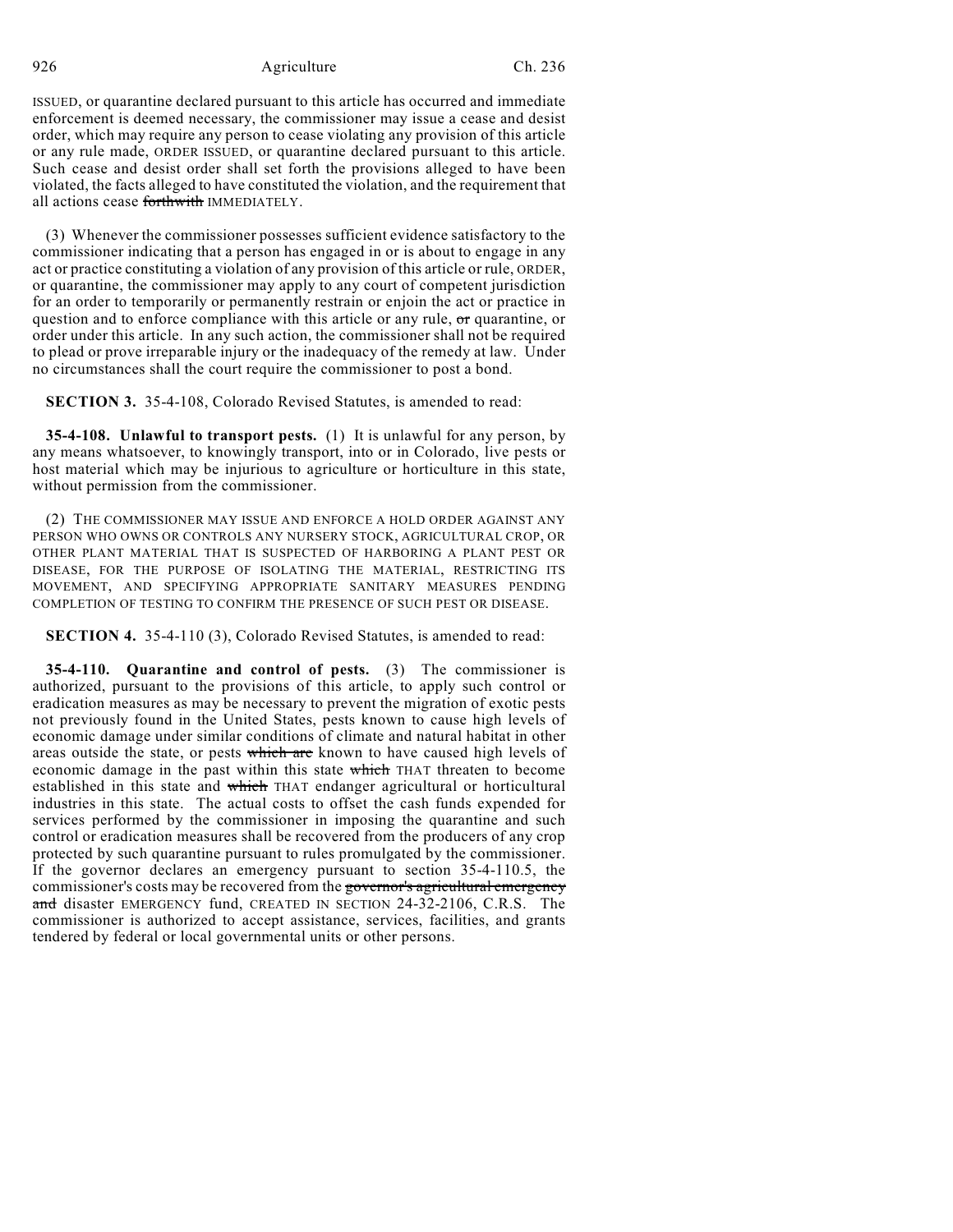ISSUED, or quarantine declared pursuant to this article has occurred and immediate enforcement is deemed necessary, the commissioner may issue a cease and desist order, which may require any person to cease violating any provision of this article or any rule made, ORDER ISSUED, or quarantine declared pursuant to this article. Such cease and desist order shall set forth the provisions alleged to have been violated, the facts alleged to have constituted the violation, and the requirement that all actions cease ~~forthwith~~ IMMEDIATELY.

(3) Whenever the commissioner possesses sufficient evidence satisfactory to the commissioner indicating that a person has engaged in or is about to engage in any act or practice constituting a violation of any provision of this article or rule, ORDER, or quarantine, the commissioner may apply to any court of competent jurisdiction for an order to temporarily or permanently restrain or enjoin the act or practice in question and to enforce compliance with this article or any rule, ~~or~~ quarantine, or order under this article. In any such action, the commissioner shall not be required to plead or prove irreparable injury or the inadequacy of the remedy at law. Under no circumstances shall the court require the commissioner to post a bond.

**SECTION 3.** 35-4-108, Colorado Revised Statutes, is amended to read:

**35-4-108. Unlawful to transport pests.** (1) It is unlawful for any person, by any means whatsoever, to knowingly transport, into or in Colorado, live pests or host material which may be injurious to agriculture or horticulture in this state, without permission from the commissioner.

(2) THE COMMISSIONER MAY ISSUE AND ENFORCE A HOLD ORDER AGAINST ANY PERSON WHO OWNS OR CONTROLS ANY NURSERY STOCK, AGRICULTURAL CROP, OR OTHER PLANT MATERIAL THAT IS SUSPECTED OF HARBORING A PLANT PEST OR DISEASE, FOR THE PURPOSE OF ISOLATING THE MATERIAL, RESTRICTING ITS MOVEMENT, AND SPECIFYING APPROPRIATE SANITARY MEASURES PENDING COMPLETION OF TESTING TO CONFIRM THE PRESENCE OF SUCH PEST OR DISEASE.

**SECTION 4.** 35-4-110 (3), Colorado Revised Statutes, is amended to read:

**35-4-110. Quarantine and control of pests.** (3) The commissioner is authorized, pursuant to the provisions of this article, to apply such control or eradication measures as may be necessary to prevent the migration of exotic pests not previously found in the United States, pests known to cause high levels of economic damage under similar conditions of climate and natural habitat in other areas outside the state, or pests ~~which are~~ known to have caused high levels of economic damage in the past within this state ~~which~~ THAT threaten to become established in this state and ~~which~~ THAT endanger agricultural or horticultural industries in this state. The actual costs to offset the cash funds expended for services performed by the commissioner in imposing the quarantine and such control or eradication measures shall be recovered from the producers of any crop protected by such quarantine pursuant to rules promulgated by the commissioner. If the governor declares an emergency pursuant to section 35-4-110.5, the commissioner's costs may be recovered from the ~~governor's agricultural emergency and~~ disaster EMERGENCY fund, CREATED IN SECTION 24-32-2106, C.R.S. The commissioner is authorized to accept assistance, services, facilities, and grants tendered by federal or local governmental units or other persons.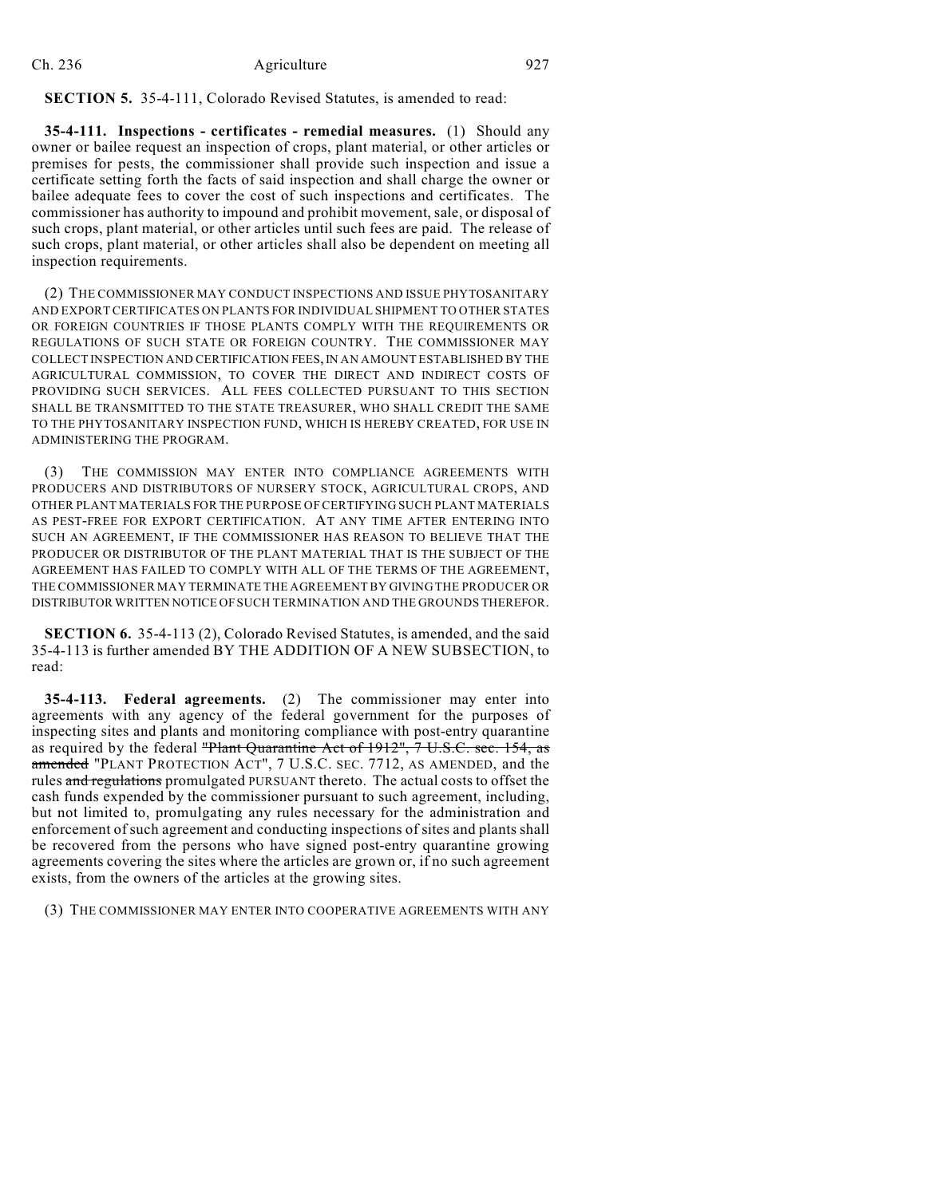**SECTION 5.** 35-4-111, Colorado Revised Statutes, is amended to read:

**35-4-111. Inspections - certificates - remedial measures.** (1) Should any owner or bailee request an inspection of crops, plant material, or other articles or premises for pests, the commissioner shall provide such inspection and issue a certificate setting forth the facts of said inspection and shall charge the owner or bailee adequate fees to cover the cost of such inspections and certificates. The commissioner has authority to impound and prohibit movement, sale, or disposal of such crops, plant material, or other articles until such fees are paid. The release of such crops, plant material, or other articles shall also be dependent on meeting all inspection requirements.

(2) THE COMMISSIONER MAY CONDUCT INSPECTIONS AND ISSUE PHYTOSANITARY AND EXPORT CERTIFICATES ON PLANTS FOR INDIVIDUAL SHIPMENT TO OTHER STATES OR FOREIGN COUNTRIES IF THOSE PLANTS COMPLY WITH THE REQUIREMENTS OR REGULATIONS OF SUCH STATE OR FOREIGN COUNTRY. THE COMMISSIONER MAY COLLECT INSPECTION AND CERTIFICATION FEES, IN AN AMOUNT ESTABLISHED BY THE AGRICULTURAL COMMISSION, TO COVER THE DIRECT AND INDIRECT COSTS OF PROVIDING SUCH SERVICES. ALL FEES COLLECTED PURSUANT TO THIS SECTION SHALL BE TRANSMITTED TO THE STATE TREASURER, WHO SHALL CREDIT THE SAME TO THE PHYTOSANITARY INSPECTION FUND, WHICH IS HEREBY CREATED, FOR USE IN ADMINISTERING THE PROGRAM.

(3) THE COMMISSION MAY ENTER INTO COMPLIANCE AGREEMENTS WITH PRODUCERS AND DISTRIBUTORS OF NURSERY STOCK, AGRICULTURAL CROPS, AND OTHER PLANT MATERIALS FOR THE PURPOSE OF CERTIFYING SUCH PLANT MATERIALS AS PEST-FREE FOR EXPORT CERTIFICATION. AT ANY TIME AFTER ENTERING INTO SUCH AN AGREEMENT, IF THE COMMISSIONER HAS REASON TO BELIEVE THAT THE PRODUCER OR DISTRIBUTOR OF THE PLANT MATERIAL THAT IS THE SUBJECT OF THE AGREEMENT HAS FAILED TO COMPLY WITH ALL OF THE TERMS OF THE AGREEMENT, THE COMMISSIONER MAY TERMINATE THE AGREEMENT BY GIVING THE PRODUCER OR DISTRIBUTOR WRITTEN NOTICE OF SUCH TERMINATION AND THE GROUNDS THEREFOR.

**SECTION 6.** 35-4-113 (2), Colorado Revised Statutes, is amended, and the said 35-4-113 is further amended BY THE ADDITION OF A NEW SUBSECTION, to read:

**35-4-113. Federal agreements.** (2) The commissioner may enter into agreements with any agency of the federal government for the purposes of inspecting sites and plants and monitoring compliance with post-entry quarantine as required by the federal ~~"Plant Quarantine Act of 1912", 7 U.S.C. sec. 154, as amended~~ "PLANT PROTECTION ACT", 7 U.S.C. SEC. 7712, AS AMENDED, and the rules ~~and regulations~~ promulgated PURSUANT thereto. The actual costs to offset the cash funds expended by the commissioner pursuant to such agreement, including, but not limited to, promulgating any rules necessary for the administration and enforcement of such agreement and conducting inspections of sites and plants shall be recovered from the persons who have signed post-entry quarantine growing agreements covering the sites where the articles are grown or, if no such agreement exists, from the owners of the articles at the growing sites.

(3) THE COMMISSIONER MAY ENTER INTO COOPERATIVE AGREEMENTS WITH ANY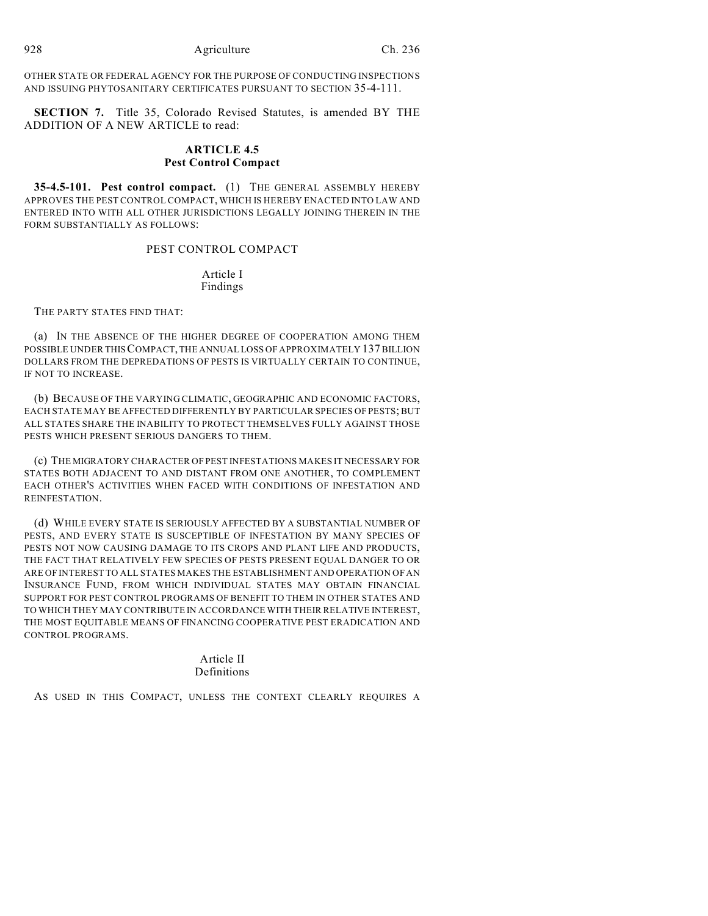OTHER STATE OR FEDERAL AGENCY FOR THE PURPOSE OF CONDUCTING INSPECTIONS AND ISSUING PHYTOSANITARY CERTIFICATES PURSUANT TO SECTION 35-4-111.

**SECTION 7.** Title 35, Colorado Revised Statutes, is amended BY THE ADDITION OF A NEW ARTICLE to read:

## ARTICLE 4.5
## Pest Control Compact

**35-4.5-101. Pest control compact.** (1) THE GENERAL ASSEMBLY HEREBY APPROVES THE PEST CONTROL COMPACT, WHICH IS HEREBY ENACTED INTO LAW AND ENTERED INTO WITH ALL OTHER JURISDICTIONS LEGALLY JOINING THEREIN IN THE FORM SUBSTANTIALLY AS FOLLOWS:

### PEST CONTROL COMPACT

### Article I
### Findings

THE PARTY STATES FIND THAT:

(a) IN THE ABSENCE OF THE HIGHER DEGREE OF COOPERATION AMONG THEM POSSIBLE UNDER THIS COMPACT, THE ANNUAL LOSS OF APPROXIMATELY 137 BILLION DOLLARS FROM THE DEPREDATIONS OF PESTS IS VIRTUALLY CERTAIN TO CONTINUE, IF NOT TO INCREASE.

(b) BECAUSE OF THE VARYING CLIMATIC, GEOGRAPHIC AND ECONOMIC FACTORS, EACH STATE MAY BE AFFECTED DIFFERENTLY BY PARTICULAR SPECIES OF PESTS; BUT ALL STATES SHARE THE INABILITY TO PROTECT THEMSELVES FULLY AGAINST THOSE PESTS WHICH PRESENT SERIOUS DANGERS TO THEM.

(c) THE MIGRATORY CHARACTER OF PEST INFESTATIONS MAKES IT NECESSARY FOR STATES BOTH ADJACENT TO AND DISTANT FROM ONE ANOTHER, TO COMPLEMENT EACH OTHER'S ACTIVITIES WHEN FACED WITH CONDITIONS OF INFESTATION AND REINFESTATION.

(d) WHILE EVERY STATE IS SERIOUSLY AFFECTED BY A SUBSTANTIAL NUMBER OF PESTS, AND EVERY STATE IS SUSCEPTIBLE OF INFESTATION BY MANY SPECIES OF PESTS NOT NOW CAUSING DAMAGE TO ITS CROPS AND PLANT LIFE AND PRODUCTS, THE FACT THAT RELATIVELY FEW SPECIES OF PESTS PRESENT EQUAL DANGER TO OR ARE OF INTEREST TO ALL STATES MAKES THE ESTABLISHMENT AND OPERATION OF AN INSURANCE FUND, FROM WHICH INDIVIDUAL STATES MAY OBTAIN FINANCIAL SUPPORT FOR PEST CONTROL PROGRAMS OF BENEFIT TO THEM IN OTHER STATES AND TO WHICH THEY MAY CONTRIBUTE IN ACCORDANCE WITH THEIR RELATIVE INTEREST, THE MOST EQUITABLE MEANS OF FINANCING COOPERATIVE PEST ERADICATION AND CONTROL PROGRAMS.

### Article II
### Definitions

AS USED IN THIS COMPACT, UNLESS THE CONTEXT CLEARLY REQUIRES A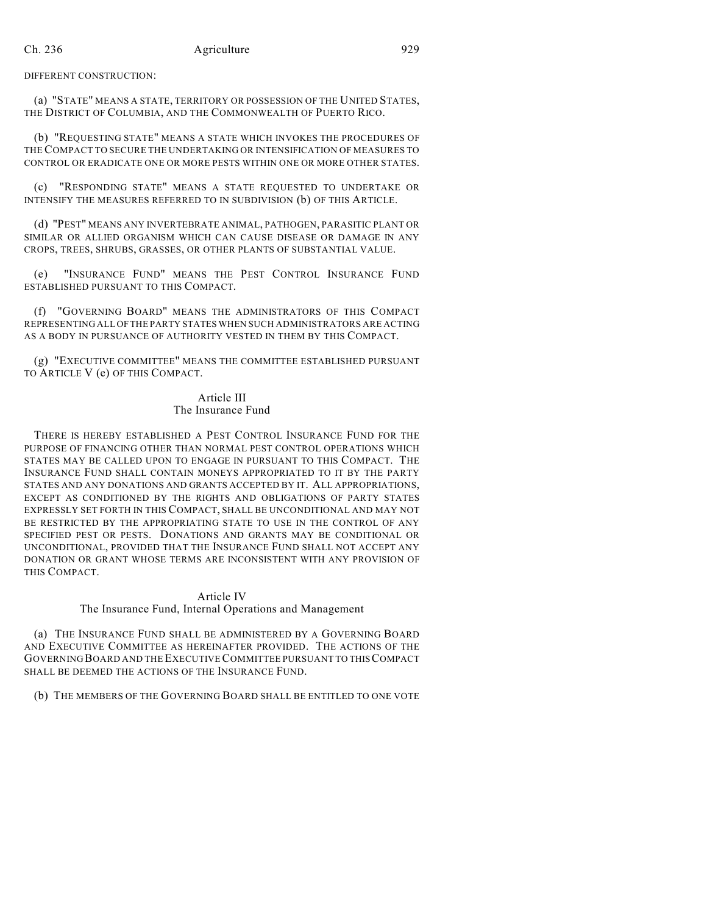DIFFERENT CONSTRUCTION:

(a) "STATE" MEANS A STATE, TERRITORY OR POSSESSION OF THE UNITED STATES, THE DISTRICT OF COLUMBIA, AND THE COMMONWEALTH OF PUERTO RICO.

(b) "REQUESTING STATE" MEANS A STATE WHICH INVOKES THE PROCEDURES OF THE COMPACT TO SECURE THE UNDERTAKING OR INTENSIFICATION OF MEASURES TO CONTROL OR ERADICATE ONE OR MORE PESTS WITHIN ONE OR MORE OTHER STATES.

(c) "RESPONDING STATE" MEANS A STATE REQUESTED TO UNDERTAKE OR INTENSIFY THE MEASURES REFERRED TO IN SUBDIVISION (b) OF THIS ARTICLE.

(d) "PEST" MEANS ANY INVERTEBRATE ANIMAL, PATHOGEN, PARASITIC PLANT OR SIMILAR OR ALLIED ORGANISM WHICH CAN CAUSE DISEASE OR DAMAGE IN ANY CROPS, TREES, SHRUBS, GRASSES, OR OTHER PLANTS OF SUBSTANTIAL VALUE.

(e) "INSURANCE FUND" MEANS THE PEST CONTROL INSURANCE FUND ESTABLISHED PURSUANT TO THIS COMPACT.

(f) "GOVERNING BOARD" MEANS THE ADMINISTRATORS OF THIS COMPACT REPRESENTING ALL OF THE PARTY STATES WHEN SUCH ADMINISTRATORS ARE ACTING AS A BODY IN PURSUANCE OF AUTHORITY VESTED IN THEM BY THIS COMPACT.

(g) "EXECUTIVE COMMITTEE" MEANS THE COMMITTEE ESTABLISHED PURSUANT TO ARTICLE V (e) OF THIS COMPACT.

### Article III
### The Insurance Fund

THERE IS HEREBY ESTABLISHED A PEST CONTROL INSURANCE FUND FOR THE PURPOSE OF FINANCING OTHER THAN NORMAL PEST CONTROL OPERATIONS WHICH STATES MAY BE CALLED UPON TO ENGAGE IN PURSUANT TO THIS COMPACT. THE INSURANCE FUND SHALL CONTAIN MONEYS APPROPRIATED TO IT BY THE PARTY STATES AND ANY DONATIONS AND GRANTS ACCEPTED BY IT. ALL APPROPRIATIONS, EXCEPT AS CONDITIONED BY THE RIGHTS AND OBLIGATIONS OF PARTY STATES EXPRESSLY SET FORTH IN THIS COMPACT, SHALL BE UNCONDITIONAL AND MAY NOT BE RESTRICTED BY THE APPROPRIATING STATE TO USE IN THE CONTROL OF ANY SPECIFIED PEST OR PESTS. DONATIONS AND GRANTS MAY BE CONDITIONAL OR UNCONDITIONAL, PROVIDED THAT THE INSURANCE FUND SHALL NOT ACCEPT ANY DONATION OR GRANT WHOSE TERMS ARE INCONSISTENT WITH ANY PROVISION OF THIS COMPACT.

### Article IV
### The Insurance Fund, Internal Operations and Management

(a) THE INSURANCE FUND SHALL BE ADMINISTERED BY A GOVERNING BOARD AND EXECUTIVE COMMITTEE AS HEREINAFTER PROVIDED. THE ACTIONS OF THE GOVERNING BOARD AND THE EXECUTIVE COMMITTEE PURSUANT TO THIS COMPACT SHALL BE DEEMED THE ACTIONS OF THE INSURANCE FUND.

(b) THE MEMBERS OF THE GOVERNING BOARD SHALL BE ENTITLED TO ONE VOTE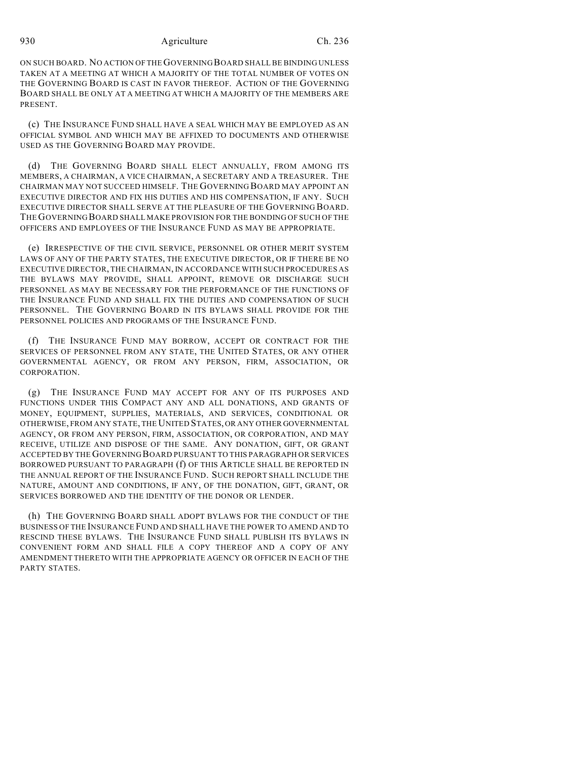ON SUCH BOARD. NO ACTION OF THE GOVERNING BOARD SHALL BE BINDING UNLESS TAKEN AT A MEETING AT WHICH A MAJORITY OF THE TOTAL NUMBER OF VOTES ON THE GOVERNING BOARD IS CAST IN FAVOR THEREOF. ACTION OF THE GOVERNING BOARD SHALL BE ONLY AT A MEETING AT WHICH A MAJORITY OF THE MEMBERS ARE PRESENT.

(c) THE INSURANCE FUND SHALL HAVE A SEAL WHICH MAY BE EMPLOYED AS AN OFFICIAL SYMBOL AND WHICH MAY BE AFFIXED TO DOCUMENTS AND OTHERWISE USED AS THE GOVERNING BOARD MAY PROVIDE.

(d) THE GOVERNING BOARD SHALL ELECT ANNUALLY, FROM AMONG ITS MEMBERS, A CHAIRMAN, A VICE CHAIRMAN, A SECRETARY AND A TREASURER. THE CHAIRMAN MAY NOT SUCCEED HIMSELF. THE GOVERNING BOARD MAY APPOINT AN EXECUTIVE DIRECTOR AND FIX HIS DUTIES AND HIS COMPENSATION, IF ANY. SUCH EXECUTIVE DIRECTOR SHALL SERVE AT THE PLEASURE OF THE GOVERNING BOARD. THE GOVERNING BOARD SHALL MAKE PROVISION FOR THE BONDING OF SUCH OF THE OFFICERS AND EMPLOYEES OF THE INSURANCE FUND AS MAY BE APPROPRIATE.

(e) IRRESPECTIVE OF THE CIVIL SERVICE, PERSONNEL OR OTHER MERIT SYSTEM LAWS OF ANY OF THE PARTY STATES, THE EXECUTIVE DIRECTOR, OR IF THERE BE NO EXECUTIVE DIRECTOR, THE CHAIRMAN, IN ACCORDANCE WITH SUCH PROCEDURES AS THE BYLAWS MAY PROVIDE, SHALL APPOINT, REMOVE OR DISCHARGE SUCH PERSONNEL AS MAY BE NECESSARY FOR THE PERFORMANCE OF THE FUNCTIONS OF THE INSURANCE FUND AND SHALL FIX THE DUTIES AND COMPENSATION OF SUCH PERSONNEL. THE GOVERNING BOARD IN ITS BYLAWS SHALL PROVIDE FOR THE PERSONNEL POLICIES AND PROGRAMS OF THE INSURANCE FUND.

(f) THE INSURANCE FUND MAY BORROW, ACCEPT OR CONTRACT FOR THE SERVICES OF PERSONNEL FROM ANY STATE, THE UNITED STATES, OR ANY OTHER GOVERNMENTAL AGENCY, OR FROM ANY PERSON, FIRM, ASSOCIATION, OR CORPORATION.

(g) THE INSURANCE FUND MAY ACCEPT FOR ANY OF ITS PURPOSES AND FUNCTIONS UNDER THIS COMPACT ANY AND ALL DONATIONS, AND GRANTS OF MONEY, EQUIPMENT, SUPPLIES, MATERIALS, AND SERVICES, CONDITIONAL OR OTHERWISE, FROM ANY STATE, THE UNITED STATES, OR ANY OTHER GOVERNMENTAL AGENCY, OR FROM ANY PERSON, FIRM, ASSOCIATION, OR CORPORATION, AND MAY RECEIVE, UTILIZE AND DISPOSE OF THE SAME. ANY DONATION, GIFT, OR GRANT ACCEPTED BY THE GOVERNING BOARD PURSUANT TO THIS PARAGRAPH OR SERVICES BORROWED PURSUANT TO PARAGRAPH (f) OF THIS ARTICLE SHALL BE REPORTED IN THE ANNUAL REPORT OF THE INSURANCE FUND. SUCH REPORT SHALL INCLUDE THE NATURE, AMOUNT AND CONDITIONS, IF ANY, OF THE DONATION, GIFT, GRANT, OR SERVICES BORROWED AND THE IDENTITY OF THE DONOR OR LENDER.

(h) THE GOVERNING BOARD SHALL ADOPT BYLAWS FOR THE CONDUCT OF THE BUSINESS OF THE INSURANCE FUND AND SHALL HAVE THE POWER TO AMEND AND TO RESCIND THESE BYLAWS. THE INSURANCE FUND SHALL PUBLISH ITS BYLAWS IN CONVENIENT FORM AND SHALL FILE A COPY THEREOF AND A COPY OF ANY AMENDMENT THERETO WITH THE APPROPRIATE AGENCY OR OFFICER IN EACH OF THE PARTY STATES.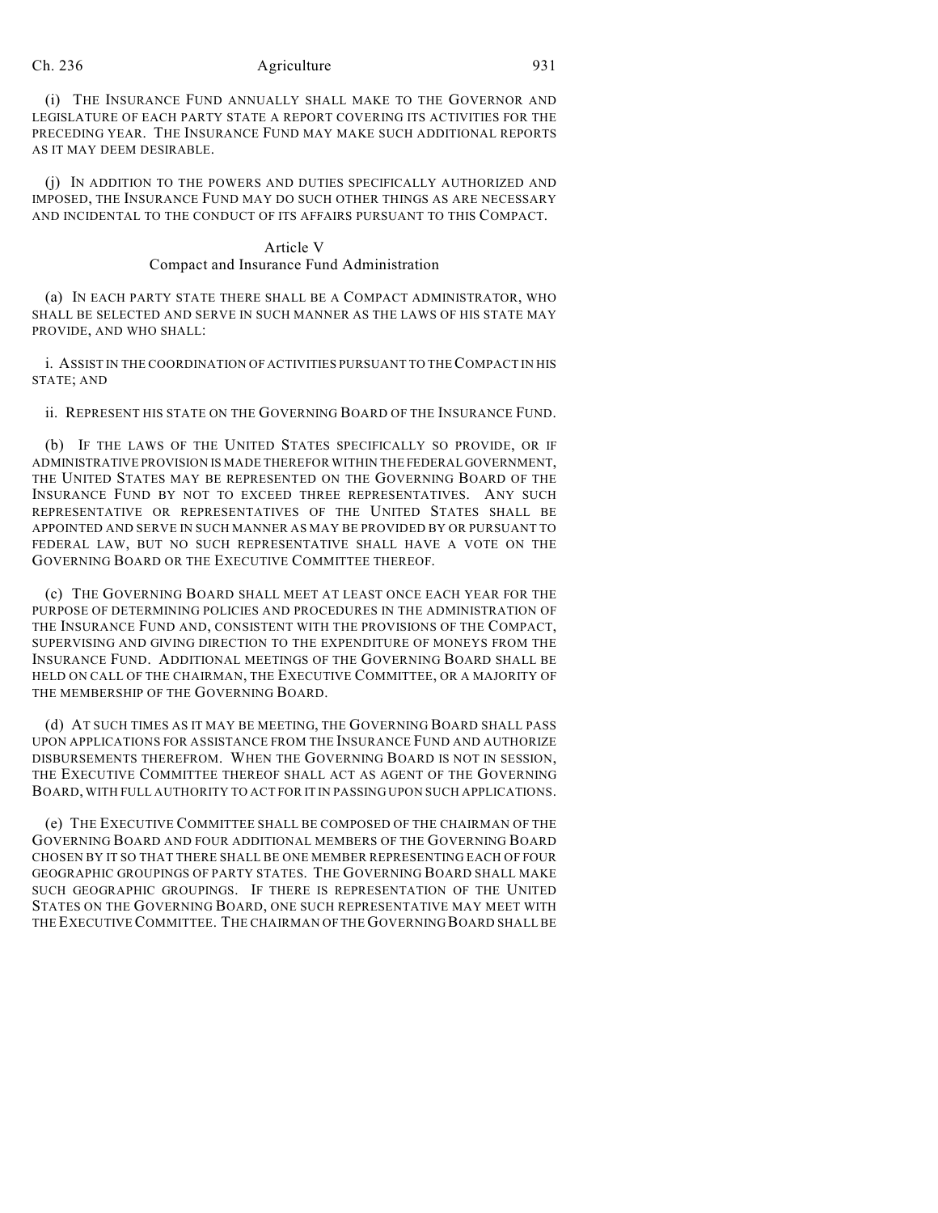(i) THE INSURANCE FUND ANNUALLY SHALL MAKE TO THE GOVERNOR AND LEGISLATURE OF EACH PARTY STATE A REPORT COVERING ITS ACTIVITIES FOR THE PRECEDING YEAR. THE INSURANCE FUND MAY MAKE SUCH ADDITIONAL REPORTS AS IT MAY DEEM DESIRABLE.

(j) IN ADDITION TO THE POWERS AND DUTIES SPECIFICALLY AUTHORIZED AND IMPOSED, THE INSURANCE FUND MAY DO SUCH OTHER THINGS AS ARE NECESSARY AND INCIDENTAL TO THE CONDUCT OF ITS AFFAIRS PURSUANT TO THIS COMPACT.

## Article V
## Compact and Insurance Fund Administration

(a) IN EACH PARTY STATE THERE SHALL BE A COMPACT ADMINISTRATOR, WHO SHALL BE SELECTED AND SERVE IN SUCH MANNER AS THE LAWS OF HIS STATE MAY PROVIDE, AND WHO SHALL:

i. ASSIST IN THE COORDINATION OF ACTIVITIES PURSUANT TO THE COMPACT IN HIS STATE; AND

ii. REPRESENT HIS STATE ON THE GOVERNING BOARD OF THE INSURANCE FUND.

(b) IF THE LAWS OF THE UNITED STATES SPECIFICALLY SO PROVIDE, OR IF ADMINISTRATIVE PROVISION IS MADE THEREFOR WITHIN THE FEDERAL GOVERNMENT, THE UNITED STATES MAY BE REPRESENTED ON THE GOVERNING BOARD OF THE INSURANCE FUND BY NOT TO EXCEED THREE REPRESENTATIVES. ANY SUCH REPRESENTATIVE OR REPRESENTATIVES OF THE UNITED STATES SHALL BE APPOINTED AND SERVE IN SUCH MANNER AS MAY BE PROVIDED BY OR PURSUANT TO FEDERAL LAW, BUT NO SUCH REPRESENTATIVE SHALL HAVE A VOTE ON THE GOVERNING BOARD OR THE EXECUTIVE COMMITTEE THEREOF.

(c) THE GOVERNING BOARD SHALL MEET AT LEAST ONCE EACH YEAR FOR THE PURPOSE OF DETERMINING POLICIES AND PROCEDURES IN THE ADMINISTRATION OF THE INSURANCE FUND AND, CONSISTENT WITH THE PROVISIONS OF THE COMPACT, SUPERVISING AND GIVING DIRECTION TO THE EXPENDITURE OF MONEYS FROM THE INSURANCE FUND. ADDITIONAL MEETINGS OF THE GOVERNING BOARD SHALL BE HELD ON CALL OF THE CHAIRMAN, THE EXECUTIVE COMMITTEE, OR A MAJORITY OF THE MEMBERSHIP OF THE GOVERNING BOARD.

(d) AT SUCH TIMES AS IT MAY BE MEETING, THE GOVERNING BOARD SHALL PASS UPON APPLICATIONS FOR ASSISTANCE FROM THE INSURANCE FUND AND AUTHORIZE DISBURSEMENTS THEREFROM. WHEN THE GOVERNING BOARD IS NOT IN SESSION, THE EXECUTIVE COMMITTEE THEREOF SHALL ACT AS AGENT OF THE GOVERNING BOARD, WITH FULL AUTHORITY TO ACT FOR IT IN PASSING UPON SUCH APPLICATIONS.

(e) THE EXECUTIVE COMMITTEE SHALL BE COMPOSED OF THE CHAIRMAN OF THE GOVERNING BOARD AND FOUR ADDITIONAL MEMBERS OF THE GOVERNING BOARD CHOSEN BY IT SO THAT THERE SHALL BE ONE MEMBER REPRESENTING EACH OF FOUR GEOGRAPHIC GROUPINGS OF PARTY STATES. THE GOVERNING BOARD SHALL MAKE SUCH GEOGRAPHIC GROUPINGS. IF THERE IS REPRESENTATION OF THE UNITED STATES ON THE GOVERNING BOARD, ONE SUCH REPRESENTATIVE MAY MEET WITH THE EXECUTIVE COMMITTEE. THE CHAIRMAN OF THE GOVERNING BOARD SHALL BE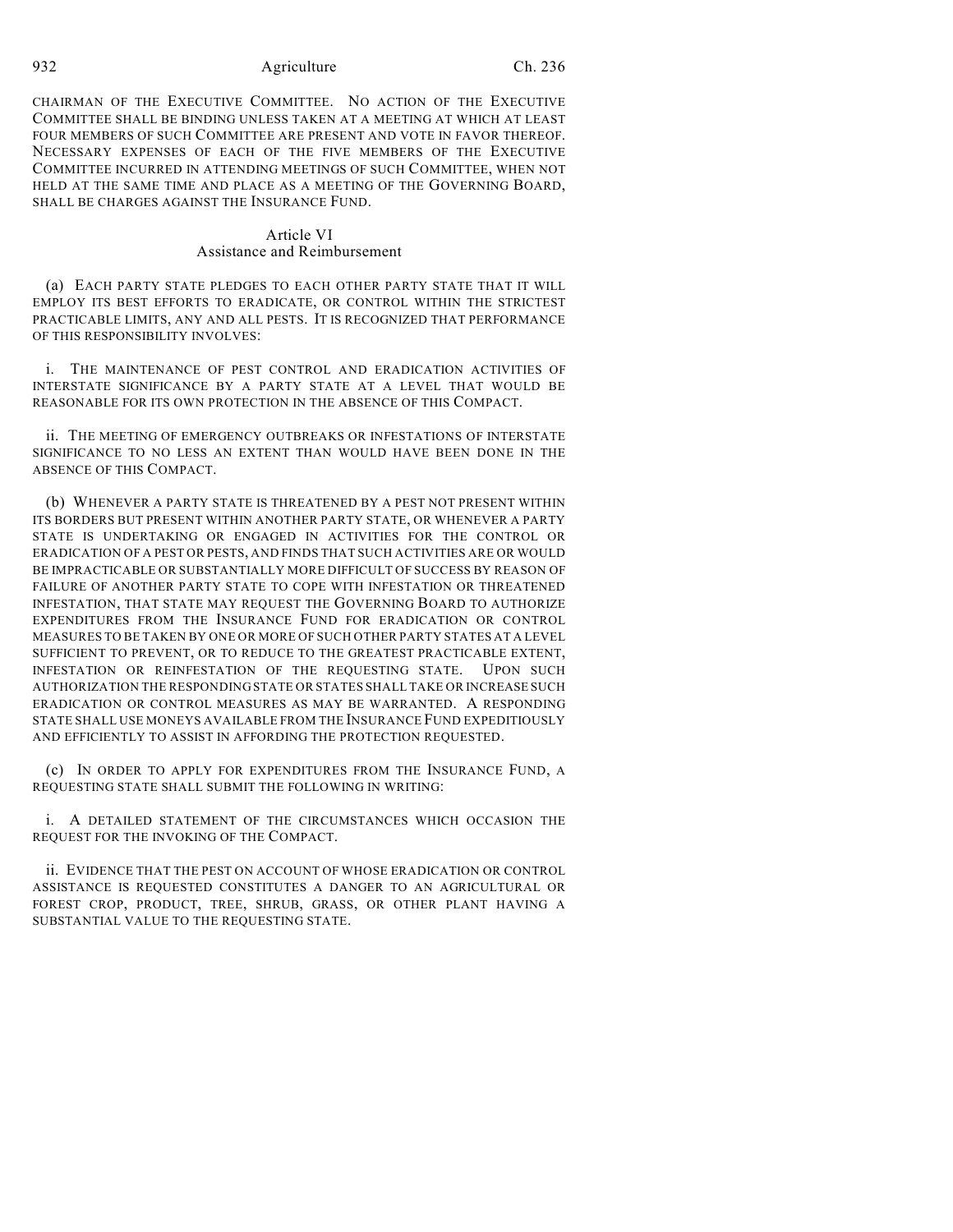CHAIRMAN OF THE EXECUTIVE COMMITTEE. NO ACTION OF THE EXECUTIVE COMMITTEE SHALL BE BINDING UNLESS TAKEN AT A MEETING AT WHICH AT LEAST FOUR MEMBERS OF SUCH COMMITTEE ARE PRESENT AND VOTE IN FAVOR THEREOF. NECESSARY EXPENSES OF EACH OF THE FIVE MEMBERS OF THE EXECUTIVE COMMITTEE INCURRED IN ATTENDING MEETINGS OF SUCH COMMITTEE, WHEN NOT HELD AT THE SAME TIME AND PLACE AS A MEETING OF THE GOVERNING BOARD, SHALL BE CHARGES AGAINST THE INSURANCE FUND.

## Article VI
## Assistance and Reimbursement

(a) EACH PARTY STATE PLEDGES TO EACH OTHER PARTY STATE THAT IT WILL EMPLOY ITS BEST EFFORTS TO ERADICATE, OR CONTROL WITHIN THE STRICTEST PRACTICABLE LIMITS, ANY AND ALL PESTS. IT IS RECOGNIZED THAT PERFORMANCE OF THIS RESPONSIBILITY INVOLVES:

i. THE MAINTENANCE OF PEST CONTROL AND ERADICATION ACTIVITIES OF INTERSTATE SIGNIFICANCE BY A PARTY STATE AT A LEVEL THAT WOULD BE REASONABLE FOR ITS OWN PROTECTION IN THE ABSENCE OF THIS COMPACT.

ii. THE MEETING OF EMERGENCY OUTBREAKS OR INFESTATIONS OF INTERSTATE SIGNIFICANCE TO NO LESS AN EXTENT THAN WOULD HAVE BEEN DONE IN THE ABSENCE OF THIS COMPACT.

(b) WHENEVER A PARTY STATE IS THREATENED BY A PEST NOT PRESENT WITHIN ITS BORDERS BUT PRESENT WITHIN ANOTHER PARTY STATE, OR WHENEVER A PARTY STATE IS UNDERTAKING OR ENGAGED IN ACTIVITIES FOR THE CONTROL OR ERADICATION OF A PEST OR PESTS, AND FINDS THAT SUCH ACTIVITIES ARE OR WOULD BE IMPRACTICABLE OR SUBSTANTIALLY MORE DIFFICULT OF SUCCESS BY REASON OF FAILURE OF ANOTHER PARTY STATE TO COPE WITH INFESTATION OR THREATENED INFESTATION, THAT STATE MAY REQUEST THE GOVERNING BOARD TO AUTHORIZE EXPENDITURES FROM THE INSURANCE FUND FOR ERADICATION OR CONTROL MEASURES TO BE TAKEN BY ONE OR MORE OF SUCH OTHER PARTY STATES AT A LEVEL SUFFICIENT TO PREVENT, OR TO REDUCE TO THE GREATEST PRACTICABLE EXTENT, INFESTATION OR REINFESTATION OF THE REQUESTING STATE. UPON SUCH AUTHORIZATION THE RESPONDING STATE OR STATES SHALL TAKE OR INCREASE SUCH ERADICATION OR CONTROL MEASURES AS MAY BE WARRANTED. A RESPONDING STATE SHALL USE MONEYS AVAILABLE FROM THE INSURANCE FUND EXPEDITIOUSLY AND EFFICIENTLY TO ASSIST IN AFFORDING THE PROTECTION REQUESTED.

(c) IN ORDER TO APPLY FOR EXPENDITURES FROM THE INSURANCE FUND, A REQUESTING STATE SHALL SUBMIT THE FOLLOWING IN WRITING:

i. A DETAILED STATEMENT OF THE CIRCUMSTANCES WHICH OCCASION THE REQUEST FOR THE INVOKING OF THE COMPACT.

ii. EVIDENCE THAT THE PEST ON ACCOUNT OF WHOSE ERADICATION OR CONTROL ASSISTANCE IS REQUESTED CONSTITUTES A DANGER TO AN AGRICULTURAL OR FOREST CROP, PRODUCT, TREE, SHRUB, GRASS, OR OTHER PLANT HAVING A SUBSTANTIAL VALUE TO THE REQUESTING STATE.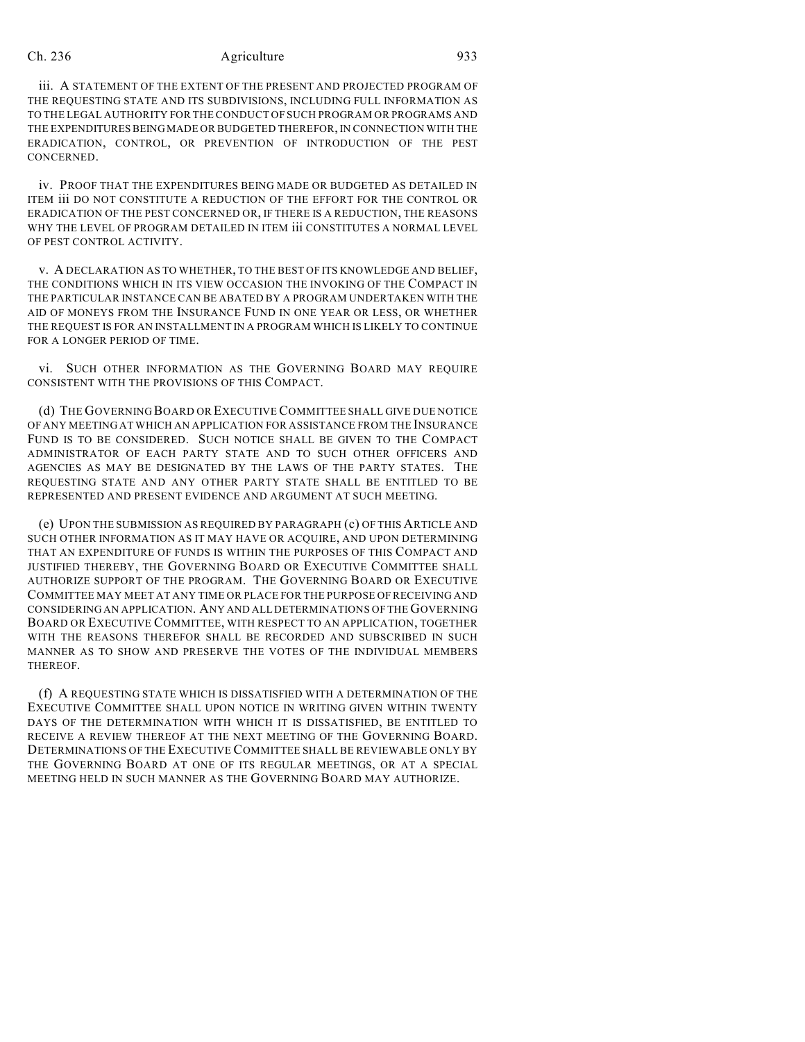iii. A STATEMENT OF THE EXTENT OF THE PRESENT AND PROJECTED PROGRAM OF THE REQUESTING STATE AND ITS SUBDIVISIONS, INCLUDING FULL INFORMATION AS TO THE LEGAL AUTHORITY FOR THE CONDUCT OF SUCH PROGRAM OR PROGRAMS AND THE EXPENDITURES BEING MADE OR BUDGETED THEREFOR, IN CONNECTION WITH THE ERADICATION, CONTROL, OR PREVENTION OF INTRODUCTION OF THE PEST CONCERNED.

iv. PROOF THAT THE EXPENDITURES BEING MADE OR BUDGETED AS DETAILED IN ITEM iii DO NOT CONSTITUTE A REDUCTION OF THE EFFORT FOR THE CONTROL OR ERADICATION OF THE PEST CONCERNED OR, IF THERE IS A REDUCTION, THE REASONS WHY THE LEVEL OF PROGRAM DETAILED IN ITEM iii CONSTITUTES A NORMAL LEVEL OF PEST CONTROL ACTIVITY.

v. A DECLARATION AS TO WHETHER, TO THE BEST OF ITS KNOWLEDGE AND BELIEF, THE CONDITIONS WHICH IN ITS VIEW OCCASION THE INVOKING OF THE COMPACT IN THE PARTICULAR INSTANCE CAN BE ABATED BY A PROGRAM UNDERTAKEN WITH THE AID OF MONEYS FROM THE INSURANCE FUND IN ONE YEAR OR LESS, OR WHETHER THE REQUEST IS FOR AN INSTALLMENT IN A PROGRAM WHICH IS LIKELY TO CONTINUE FOR A LONGER PERIOD OF TIME.

vi. SUCH OTHER INFORMATION AS THE GOVERNING BOARD MAY REQUIRE CONSISTENT WITH THE PROVISIONS OF THIS COMPACT.

(d) THE GOVERNING BOARD OR EXECUTIVE COMMITTEE SHALL GIVE DUE NOTICE OF ANY MEETING AT WHICH AN APPLICATION FOR ASSISTANCE FROM THE INSURANCE FUND IS TO BE CONSIDERED. SUCH NOTICE SHALL BE GIVEN TO THE COMPACT ADMINISTRATOR OF EACH PARTY STATE AND TO SUCH OTHER OFFICERS AND AGENCIES AS MAY BE DESIGNATED BY THE LAWS OF THE PARTY STATES. THE REQUESTING STATE AND ANY OTHER PARTY STATE SHALL BE ENTITLED TO BE REPRESENTED AND PRESENT EVIDENCE AND ARGUMENT AT SUCH MEETING.

(e) UPON THE SUBMISSION AS REQUIRED BY PARAGRAPH (c) OF THIS ARTICLE AND SUCH OTHER INFORMATION AS IT MAY HAVE OR ACQUIRE, AND UPON DETERMINING THAT AN EXPENDITURE OF FUNDS IS WITHIN THE PURPOSES OF THIS COMPACT AND JUSTIFIED THEREBY, THE GOVERNING BOARD OR EXECUTIVE COMMITTEE SHALL AUTHORIZE SUPPORT OF THE PROGRAM. THE GOVERNING BOARD OR EXECUTIVE COMMITTEE MAY MEET AT ANY TIME OR PLACE FOR THE PURPOSE OF RECEIVING AND CONSIDERING AN APPLICATION. ANY AND ALL DETERMINATIONS OF THE GOVERNING BOARD OR EXECUTIVE COMMITTEE, WITH RESPECT TO AN APPLICATION, TOGETHER WITH THE REASONS THEREFOR SHALL BE RECORDED AND SUBSCRIBED IN SUCH MANNER AS TO SHOW AND PRESERVE THE VOTES OF THE INDIVIDUAL MEMBERS THEREOF.

(f) A REQUESTING STATE WHICH IS DISSATISFIED WITH A DETERMINATION OF THE EXECUTIVE COMMITTEE SHALL UPON NOTICE IN WRITING GIVEN WITHIN TWENTY DAYS OF THE DETERMINATION WITH WHICH IT IS DISSATISFIED, BE ENTITLED TO RECEIVE A REVIEW THEREOF AT THE NEXT MEETING OF THE GOVERNING BOARD. DETERMINATIONS OF THE EXECUTIVE COMMITTEE SHALL BE REVIEWABLE ONLY BY THE GOVERNING BOARD AT ONE OF ITS REGULAR MEETINGS, OR AT A SPECIAL MEETING HELD IN SUCH MANNER AS THE GOVERNING BOARD MAY AUTHORIZE.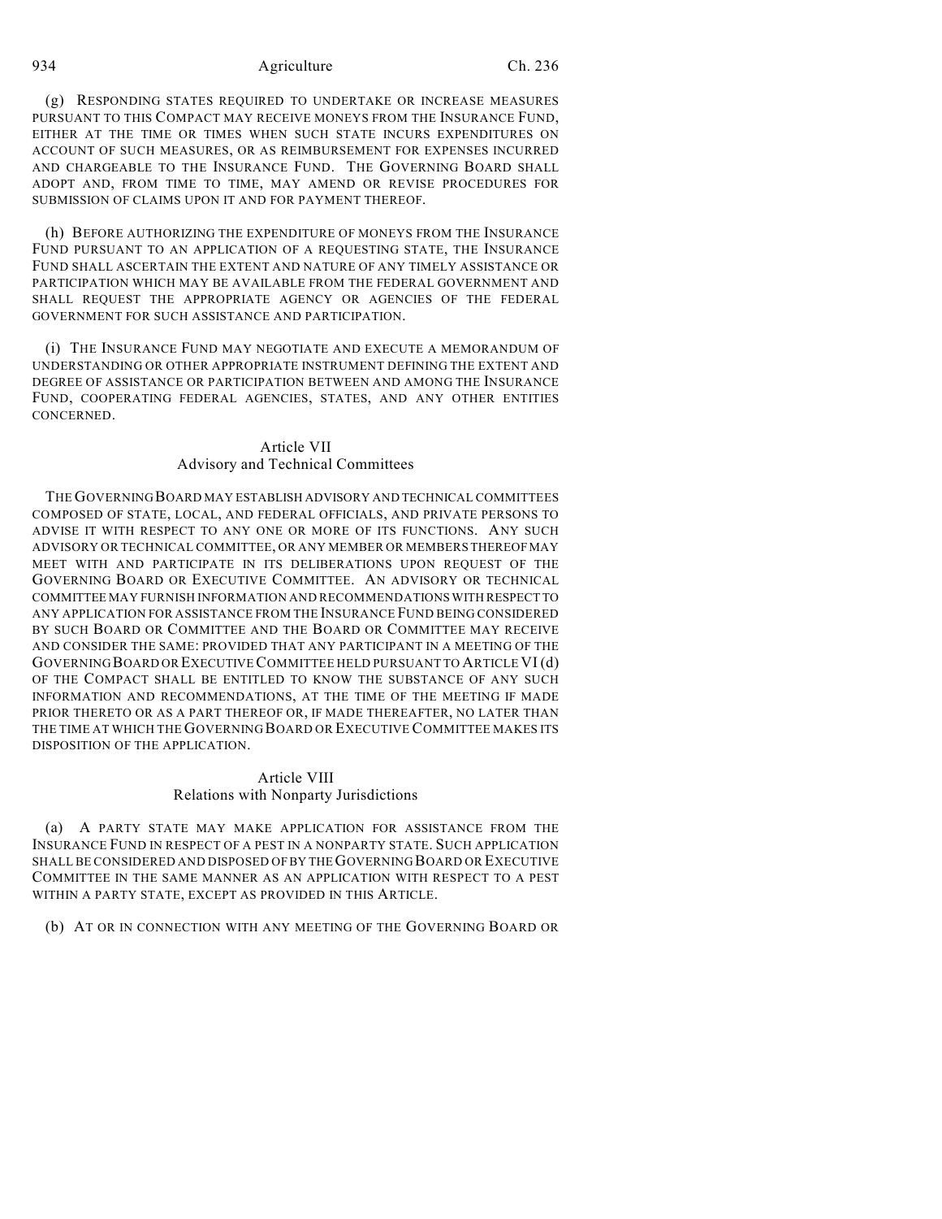(g) RESPONDING STATES REQUIRED TO UNDERTAKE OR INCREASE MEASURES PURSUANT TO THIS COMPACT MAY RECEIVE MONEYS FROM THE INSURANCE FUND, EITHER AT THE TIME OR TIMES WHEN SUCH STATE INCURS EXPENDITURES ON ACCOUNT OF SUCH MEASURES, OR AS REIMBURSEMENT FOR EXPENSES INCURRED AND CHARGEABLE TO THE INSURANCE FUND. THE GOVERNING BOARD SHALL ADOPT AND, FROM TIME TO TIME, MAY AMEND OR REVISE PROCEDURES FOR SUBMISSION OF CLAIMS UPON IT AND FOR PAYMENT THEREOF.

(h) BEFORE AUTHORIZING THE EXPENDITURE OF MONEYS FROM THE INSURANCE FUND PURSUANT TO AN APPLICATION OF A REQUESTING STATE, THE INSURANCE FUND SHALL ASCERTAIN THE EXTENT AND NATURE OF ANY TIMELY ASSISTANCE OR PARTICIPATION WHICH MAY BE AVAILABLE FROM THE FEDERAL GOVERNMENT AND SHALL REQUEST THE APPROPRIATE AGENCY OR AGENCIES OF THE FEDERAL GOVERNMENT FOR SUCH ASSISTANCE AND PARTICIPATION.

(i) THE INSURANCE FUND MAY NEGOTIATE AND EXECUTE A MEMORANDUM OF UNDERSTANDING OR OTHER APPROPRIATE INSTRUMENT DEFINING THE EXTENT AND DEGREE OF ASSISTANCE OR PARTICIPATION BETWEEN AND AMONG THE INSURANCE FUND, COOPERATING FEDERAL AGENCIES, STATES, AND ANY OTHER ENTITIES CONCERNED.

## Article VII
## Advisory and Technical Committees

THE GOVERNING BOARD MAY ESTABLISH ADVISORY AND TECHNICAL COMMITTEES COMPOSED OF STATE, LOCAL, AND FEDERAL OFFICIALS, AND PRIVATE PERSONS TO ADVISE IT WITH RESPECT TO ANY ONE OR MORE OF ITS FUNCTIONS. ANY SUCH ADVISORY OR TECHNICAL COMMITTEE, OR ANY MEMBER OR MEMBERS THEREOF MAY MEET WITH AND PARTICIPATE IN ITS DELIBERATIONS UPON REQUEST OF THE GOVERNING BOARD OR EXECUTIVE COMMITTEE. AN ADVISORY OR TECHNICAL COMMITTEE MAY FURNISH INFORMATION AND RECOMMENDATIONS WITH RESPECT TO ANY APPLICATION FOR ASSISTANCE FROM THE INSURANCE FUND BEING CONSIDERED BY SUCH BOARD OR COMMITTEE AND THE BOARD OR COMMITTEE MAY RECEIVE AND CONSIDER THE SAME: PROVIDED THAT ANY PARTICIPANT IN A MEETING OF THE GOVERNING BOARD OR EXECUTIVE COMMITTEE HELD PURSUANT TO ARTICLE VI (d) OF THE COMPACT SHALL BE ENTITLED TO KNOW THE SUBSTANCE OF ANY SUCH INFORMATION AND RECOMMENDATIONS, AT THE TIME OF THE MEETING IF MADE PRIOR THERETO OR AS A PART THEREOF OR, IF MADE THEREAFTER, NO LATER THAN THE TIME AT WHICH THE GOVERNING BOARD OR EXECUTIVE COMMITTEE MAKES ITS DISPOSITION OF THE APPLICATION.

## Article VIII
## Relations with Nonparty Jurisdictions

(a) A PARTY STATE MAY MAKE APPLICATION FOR ASSISTANCE FROM THE INSURANCE FUND IN RESPECT OF A PEST IN A NONPARTY STATE. SUCH APPLICATION SHALL BE CONSIDERED AND DISPOSED OF BY THE GOVERNING BOARD OR EXECUTIVE COMMITTEE IN THE SAME MANNER AS AN APPLICATION WITH RESPECT TO A PEST WITHIN A PARTY STATE, EXCEPT AS PROVIDED IN THIS ARTICLE.

(b) AT OR IN CONNECTION WITH ANY MEETING OF THE GOVERNING BOARD OR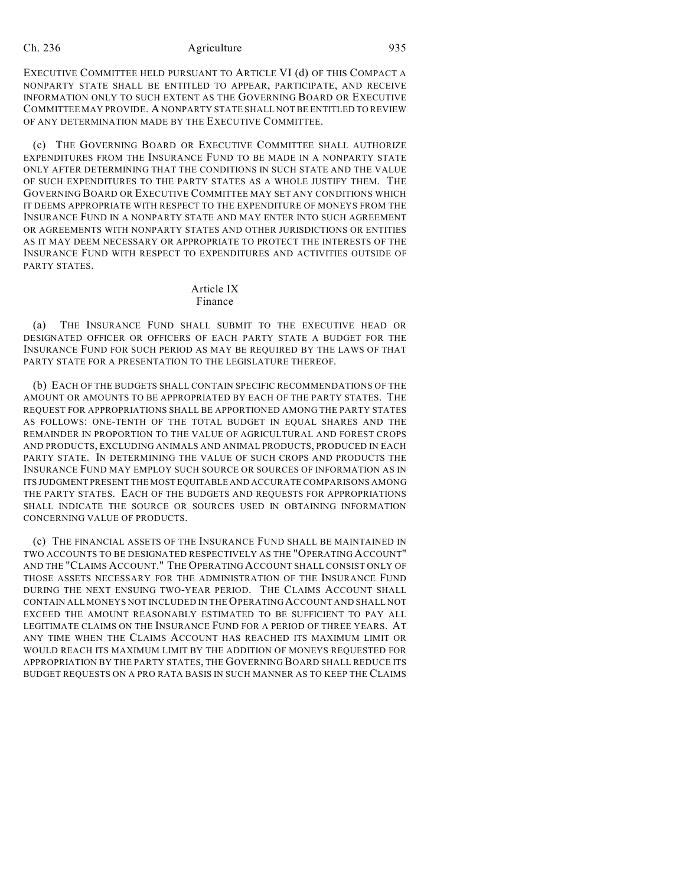EXECUTIVE COMMITTEE HELD PURSUANT TO ARTICLE VI (d) OF THIS COMPACT A NONPARTY STATE SHALL BE ENTITLED TO APPEAR, PARTICIPATE, AND RECEIVE INFORMATION ONLY TO SUCH EXTENT AS THE GOVERNING BOARD OR EXECUTIVE COMMITTEE MAY PROVIDE. A NONPARTY STATE SHALL NOT BE ENTITLED TO REVIEW OF ANY DETERMINATION MADE BY THE EXECUTIVE COMMITTEE.

(c) THE GOVERNING BOARD OR EXECUTIVE COMMITTEE SHALL AUTHORIZE EXPENDITURES FROM THE INSURANCE FUND TO BE MADE IN A NONPARTY STATE ONLY AFTER DETERMINING THAT THE CONDITIONS IN SUCH STATE AND THE VALUE OF SUCH EXPENDITURES TO THE PARTY STATES AS A WHOLE JUSTIFY THEM. THE GOVERNING BOARD OR EXECUTIVE COMMITTEE MAY SET ANY CONDITIONS WHICH IT DEEMS APPROPRIATE WITH RESPECT TO THE EXPENDITURE OF MONEYS FROM THE INSURANCE FUND IN A NONPARTY STATE AND MAY ENTER INTO SUCH AGREEMENT OR AGREEMENTS WITH NONPARTY STATES AND OTHER JURISDICTIONS OR ENTITIES AS IT MAY DEEM NECESSARY OR APPROPRIATE TO PROTECT THE INTERESTS OF THE INSURANCE FUND WITH RESPECT TO EXPENDITURES AND ACTIVITIES OUTSIDE OF PARTY STATES.

## Article IX
## Finance

(a) THE INSURANCE FUND SHALL SUBMIT TO THE EXECUTIVE HEAD OR DESIGNATED OFFICER OR OFFICERS OF EACH PARTY STATE A BUDGET FOR THE INSURANCE FUND FOR SUCH PERIOD AS MAY BE REQUIRED BY THE LAWS OF THAT PARTY STATE FOR A PRESENTATION TO THE LEGISLATURE THEREOF.

(b) EACH OF THE BUDGETS SHALL CONTAIN SPECIFIC RECOMMENDATIONS OF THE AMOUNT OR AMOUNTS TO BE APPROPRIATED BY EACH OF THE PARTY STATES. THE REQUEST FOR APPROPRIATIONS SHALL BE APPORTIONED AMONG THE PARTY STATES AS FOLLOWS: ONE-TENTH OF THE TOTAL BUDGET IN EQUAL SHARES AND THE REMAINDER IN PROPORTION TO THE VALUE OF AGRICULTURAL AND FOREST CROPS AND PRODUCTS, EXCLUDING ANIMALS AND ANIMAL PRODUCTS, PRODUCED IN EACH PARTY STATE. IN DETERMINING THE VALUE OF SUCH CROPS AND PRODUCTS THE INSURANCE FUND MAY EMPLOY SUCH SOURCE OR SOURCES OF INFORMATION AS IN ITS JUDGMENT PRESENT THE MOST EQUITABLE AND ACCURATE COMPARISONS AMONG THE PARTY STATES. EACH OF THE BUDGETS AND REQUESTS FOR APPROPRIATIONS SHALL INDICATE THE SOURCE OR SOURCES USED IN OBTAINING INFORMATION CONCERNING VALUE OF PRODUCTS.

(c) THE FINANCIAL ASSETS OF THE INSURANCE FUND SHALL BE MAINTAINED IN TWO ACCOUNTS TO BE DESIGNATED RESPECTIVELY AS THE "OPERATING ACCOUNT" AND THE "CLAIMS ACCOUNT." THE OPERATING ACCOUNT SHALL CONSIST ONLY OF THOSE ASSETS NECESSARY FOR THE ADMINISTRATION OF THE INSURANCE FUND DURING THE NEXT ENSUING TWO-YEAR PERIOD. THE CLAIMS ACCOUNT SHALL CONTAIN ALL MONEYS NOT INCLUDED IN THE OPERATING ACCOUNT AND SHALL NOT EXCEED THE AMOUNT REASONABLY ESTIMATED TO BE SUFFICIENT TO PAY ALL LEGITIMATE CLAIMS ON THE INSURANCE FUND FOR A PERIOD OF THREE YEARS. AT ANY TIME WHEN THE CLAIMS ACCOUNT HAS REACHED ITS MAXIMUM LIMIT OR WOULD REACH ITS MAXIMUM LIMIT BY THE ADDITION OF MONEYS REQUESTED FOR APPROPRIATION BY THE PARTY STATES, THE GOVERNING BOARD SHALL REDUCE ITS BUDGET REQUESTS ON A PRO RATA BASIS IN SUCH MANNER AS TO KEEP THE CLAIMS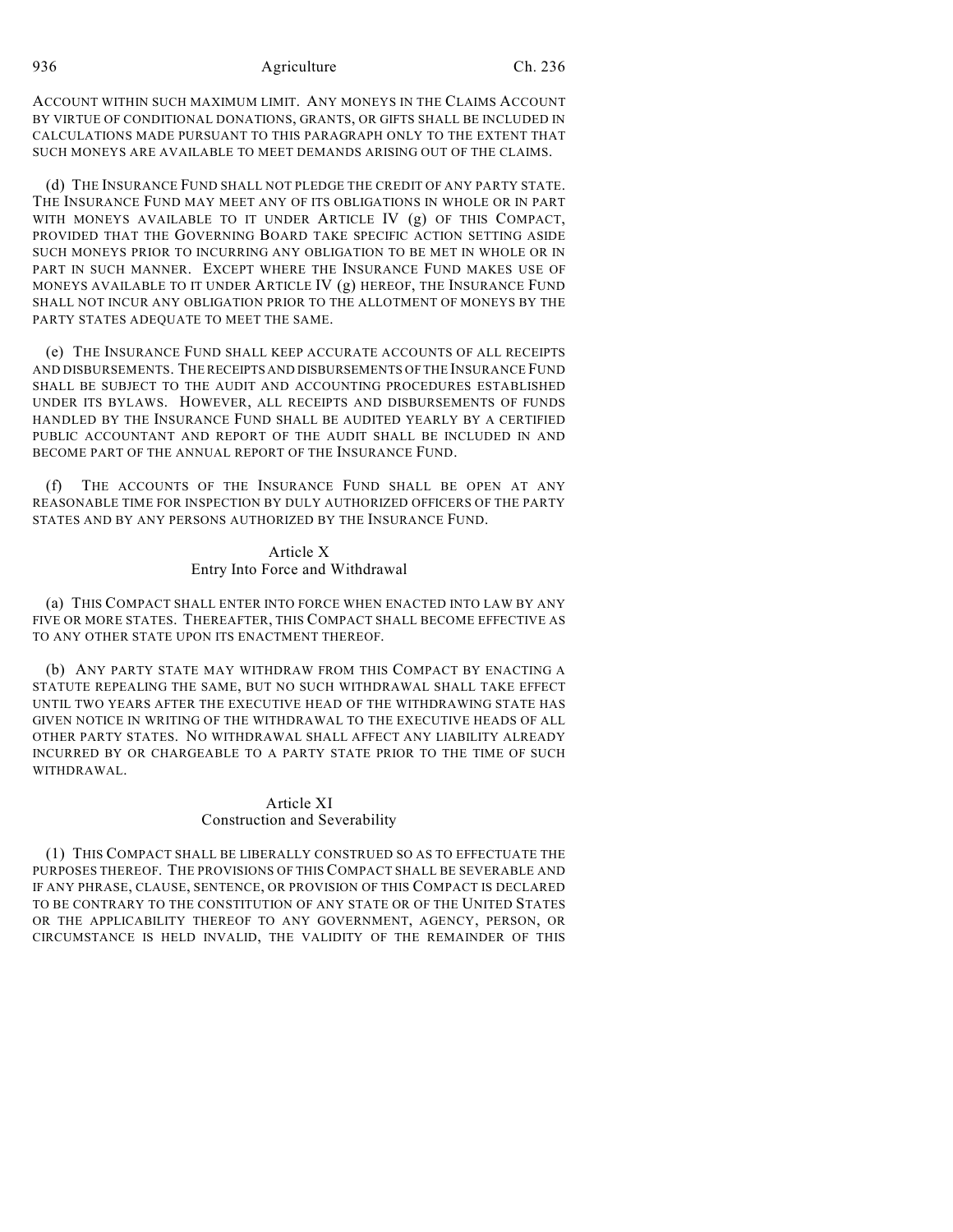ACCOUNT WITHIN SUCH MAXIMUM LIMIT. ANY MONEYS IN THE CLAIMS ACCOUNT BY VIRTUE OF CONDITIONAL DONATIONS, GRANTS, OR GIFTS SHALL BE INCLUDED IN CALCULATIONS MADE PURSUANT TO THIS PARAGRAPH ONLY TO THE EXTENT THAT SUCH MONEYS ARE AVAILABLE TO MEET DEMANDS ARISING OUT OF THE CLAIMS.

(d) THE INSURANCE FUND SHALL NOT PLEDGE THE CREDIT OF ANY PARTY STATE. THE INSURANCE FUND MAY MEET ANY OF ITS OBLIGATIONS IN WHOLE OR IN PART WITH MONEYS AVAILABLE TO IT UNDER ARTICLE IV (g) OF THIS COMPACT, PROVIDED THAT THE GOVERNING BOARD TAKE SPECIFIC ACTION SETTING ASIDE SUCH MONEYS PRIOR TO INCURRING ANY OBLIGATION TO BE MET IN WHOLE OR IN PART IN SUCH MANNER. EXCEPT WHERE THE INSURANCE FUND MAKES USE OF MONEYS AVAILABLE TO IT UNDER ARTICLE IV (g) HEREOF, THE INSURANCE FUND SHALL NOT INCUR ANY OBLIGATION PRIOR TO THE ALLOTMENT OF MONEYS BY THE PARTY STATES ADEQUATE TO MEET THE SAME.

(e) THE INSURANCE FUND SHALL KEEP ACCURATE ACCOUNTS OF ALL RECEIPTS AND DISBURSEMENTS. THE RECEIPTS AND DISBURSEMENTS OF THE INSURANCE FUND SHALL BE SUBJECT TO THE AUDIT AND ACCOUNTING PROCEDURES ESTABLISHED UNDER ITS BYLAWS. HOWEVER, ALL RECEIPTS AND DISBURSEMENTS OF FUNDS HANDLED BY THE INSURANCE FUND SHALL BE AUDITED YEARLY BY A CERTIFIED PUBLIC ACCOUNTANT AND REPORT OF THE AUDIT SHALL BE INCLUDED IN AND BECOME PART OF THE ANNUAL REPORT OF THE INSURANCE FUND.

(f) THE ACCOUNTS OF THE INSURANCE FUND SHALL BE OPEN AT ANY REASONABLE TIME FOR INSPECTION BY DULY AUTHORIZED OFFICERS OF THE PARTY STATES AND BY ANY PERSONS AUTHORIZED BY THE INSURANCE FUND.

## Article X
## Entry Into Force and Withdrawal

(a) THIS COMPACT SHALL ENTER INTO FORCE WHEN ENACTED INTO LAW BY ANY FIVE OR MORE STATES. THEREAFTER, THIS COMPACT SHALL BECOME EFFECTIVE AS TO ANY OTHER STATE UPON ITS ENACTMENT THEREOF.

(b) ANY PARTY STATE MAY WITHDRAW FROM THIS COMPACT BY ENACTING A STATUTE REPEALING THE SAME, BUT NO SUCH WITHDRAWAL SHALL TAKE EFFECT UNTIL TWO YEARS AFTER THE EXECUTIVE HEAD OF THE WITHDRAWING STATE HAS GIVEN NOTICE IN WRITING OF THE WITHDRAWAL TO THE EXECUTIVE HEADS OF ALL OTHER PARTY STATES. NO WITHDRAWAL SHALL AFFECT ANY LIABILITY ALREADY INCURRED BY OR CHARGEABLE TO A PARTY STATE PRIOR TO THE TIME OF SUCH WITHDRAWAL.

## Article XI
## Construction and Severability

(1) THIS COMPACT SHALL BE LIBERALLY CONSTRUED SO AS TO EFFECTUATE THE PURPOSES THEREOF. THE PROVISIONS OF THIS COMPACT SHALL BE SEVERABLE AND IF ANY PHRASE, CLAUSE, SENTENCE, OR PROVISION OF THIS COMPACT IS DECLARED TO BE CONTRARY TO THE CONSTITUTION OF ANY STATE OR OF THE UNITED STATES OR THE APPLICABILITY THEREOF TO ANY GOVERNMENT, AGENCY, PERSON, OR CIRCUMSTANCE IS HELD INVALID, THE VALIDITY OF THE REMAINDER OF THIS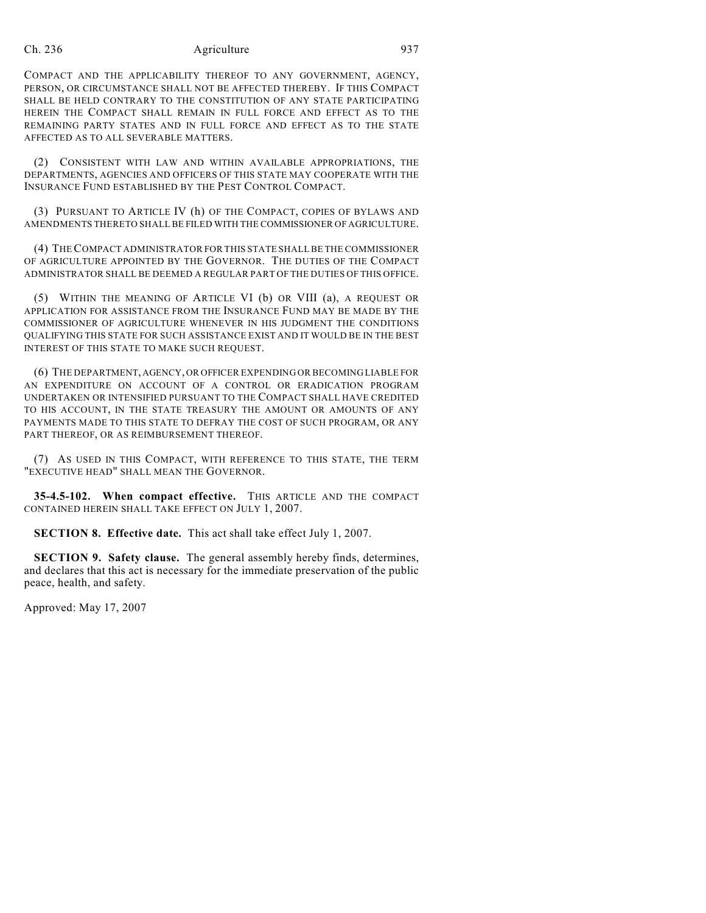COMPACT AND THE APPLICABILITY THEREOF TO ANY GOVERNMENT, AGENCY, PERSON, OR CIRCUMSTANCE SHALL NOT BE AFFECTED THEREBY. IF THIS COMPACT SHALL BE HELD CONTRARY TO THE CONSTITUTION OF ANY STATE PARTICIPATING HEREIN THE COMPACT SHALL REMAIN IN FULL FORCE AND EFFECT AS TO THE REMAINING PARTY STATES AND IN FULL FORCE AND EFFECT AS TO THE STATE AFFECTED AS TO ALL SEVERABLE MATTERS.

(2) CONSISTENT WITH LAW AND WITHIN AVAILABLE APPROPRIATIONS, THE DEPARTMENTS, AGENCIES AND OFFICERS OF THIS STATE MAY COOPERATE WITH THE INSURANCE FUND ESTABLISHED BY THE PEST CONTROL COMPACT.

(3) PURSUANT TO ARTICLE IV (h) OF THE COMPACT, COPIES OF BYLAWS AND AMENDMENTS THERETO SHALL BE FILED WITH THE COMMISSIONER OF AGRICULTURE.

(4) THE COMPACT ADMINISTRATOR FOR THIS STATE SHALL BE THE COMMISSIONER OF AGRICULTURE APPOINTED BY THE GOVERNOR. THE DUTIES OF THE COMPACT ADMINISTRATOR SHALL BE DEEMED A REGULAR PART OF THE DUTIES OF THIS OFFICE.

(5) WITHIN THE MEANING OF ARTICLE VI (b) OR VIII (a), A REQUEST OR APPLICATION FOR ASSISTANCE FROM THE INSURANCE FUND MAY BE MADE BY THE COMMISSIONER OF AGRICULTURE WHENEVER IN HIS JUDGMENT THE CONDITIONS QUALIFYING THIS STATE FOR SUCH ASSISTANCE EXIST AND IT WOULD BE IN THE BEST INTEREST OF THIS STATE TO MAKE SUCH REQUEST.

(6) THE DEPARTMENT, AGENCY, OR OFFICER EXPENDING OR BECOMING LIABLE FOR AN EXPENDITURE ON ACCOUNT OF A CONTROL OR ERADICATION PROGRAM UNDERTAKEN OR INTENSIFIED PURSUANT TO THE COMPACT SHALL HAVE CREDITED TO HIS ACCOUNT, IN THE STATE TREASURY THE AMOUNT OR AMOUNTS OF ANY PAYMENTS MADE TO THIS STATE TO DEFRAY THE COST OF SUCH PROGRAM, OR ANY PART THEREOF, OR AS REIMBURSEMENT THEREOF.

(7) AS USED IN THIS COMPACT, WITH REFERENCE TO THIS STATE, THE TERM "EXECUTIVE HEAD" SHALL MEAN THE GOVERNOR.

**35-4.5-102. When compact effective.** THIS ARTICLE AND THE COMPACT CONTAINED HEREIN SHALL TAKE EFFECT ON JULY 1, 2007.

**SECTION 8. Effective date.** This act shall take effect July 1, 2007.

**SECTION 9. Safety clause.** The general assembly hereby finds, determines, and declares that this act is necessary for the immediate preservation of the public peace, health, and safety.

Approved: May 17, 2007